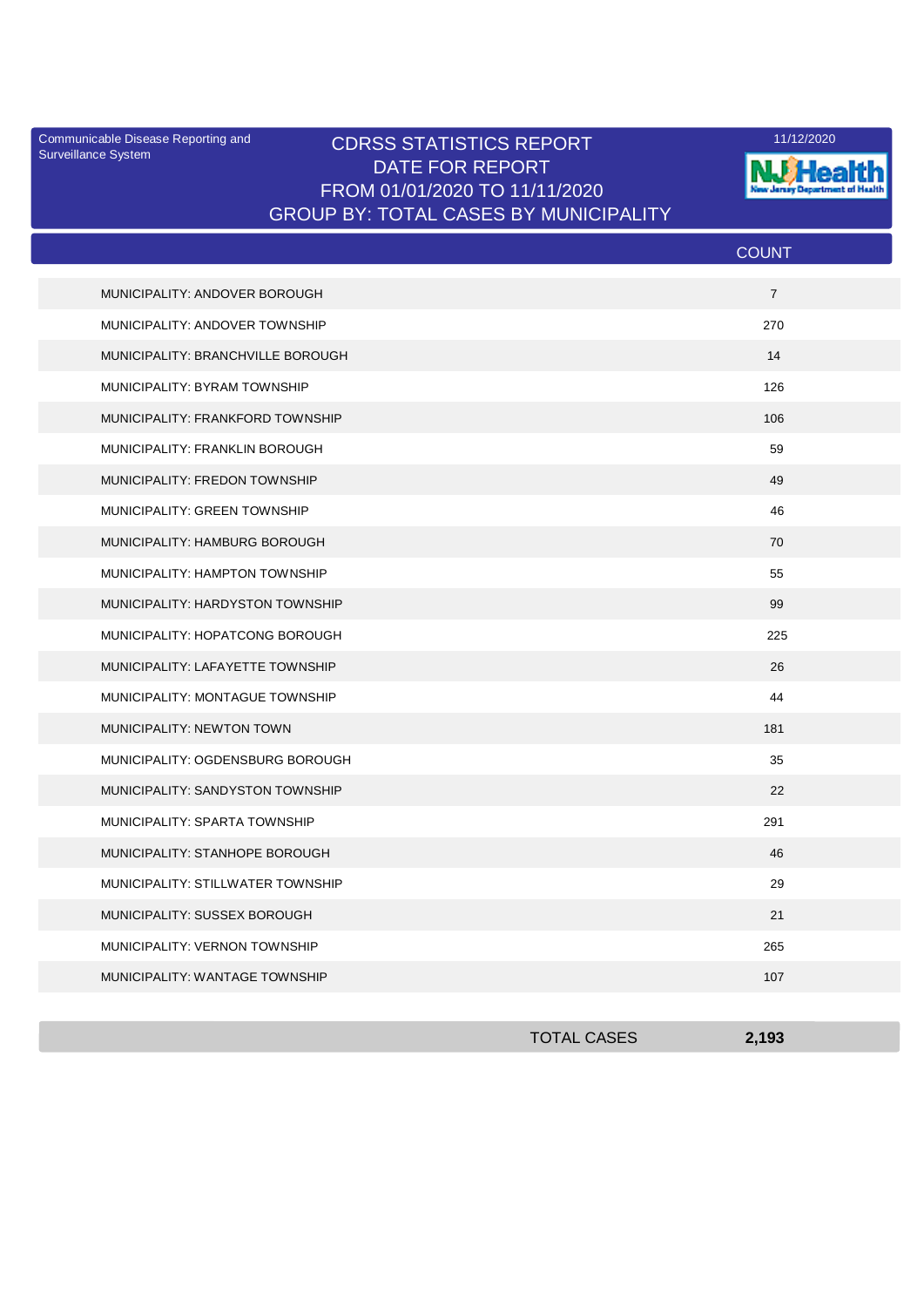Communicable Disease Reporting and Surveillance System

# CDRSS STATISTICS REPORT
## DATE FOR REPORT
## FROM 01/01/2020 TO 11/11/2020
## GROUP BY: TOTAL CASES BY MUNICIPALITY

11/12/2020

NJ Health — New Jersey Department of Health

| | COUNT |
|---|---|
| MUNICIPALITY: ANDOVER BOROUGH | 7 |
| MUNICIPALITY: ANDOVER TOWNSHIP | 270 |
| MUNICIPALITY: BRANCHVILLE BOROUGH | 14 |
| MUNICIPALITY: BYRAM TOWNSHIP | 126 |
| MUNICIPALITY: FRANKFORD TOWNSHIP | 106 |
| MUNICIPALITY: FRANKLIN BOROUGH | 59 |
| MUNICIPALITY: FREDON TOWNSHIP | 49 |
| MUNICIPALITY: GREEN TOWNSHIP | 46 |
| MUNICIPALITY: HAMBURG BOROUGH | 70 |
| MUNICIPALITY: HAMPTON TOWNSHIP | 55 |
| MUNICIPALITY: HARDYSTON TOWNSHIP | 99 |
| MUNICIPALITY: HOPATCONG BOROUGH | 225 |
| MUNICIPALITY: LAFAYETTE TOWNSHIP | 26 |
| MUNICIPALITY: MONTAGUE TOWNSHIP | 44 |
| MUNICIPALITY: NEWTON TOWN | 181 |
| MUNICIPALITY: OGDENSBURG BOROUGH | 35 |
| MUNICIPALITY: SANDYSTON TOWNSHIP | 22 |
| MUNICIPALITY: SPARTA TOWNSHIP | 291 |
| MUNICIPALITY: STANHOPE BOROUGH | 46 |
| MUNICIPALITY: STILLWATER TOWNSHIP | 29 |
| MUNICIPALITY: SUSSEX BOROUGH | 21 |
| MUNICIPALITY: VERNON TOWNSHIP | 265 |
| MUNICIPALITY: WANTAGE TOWNSHIP | 107 |
| TOTAL CASES | **2,193** |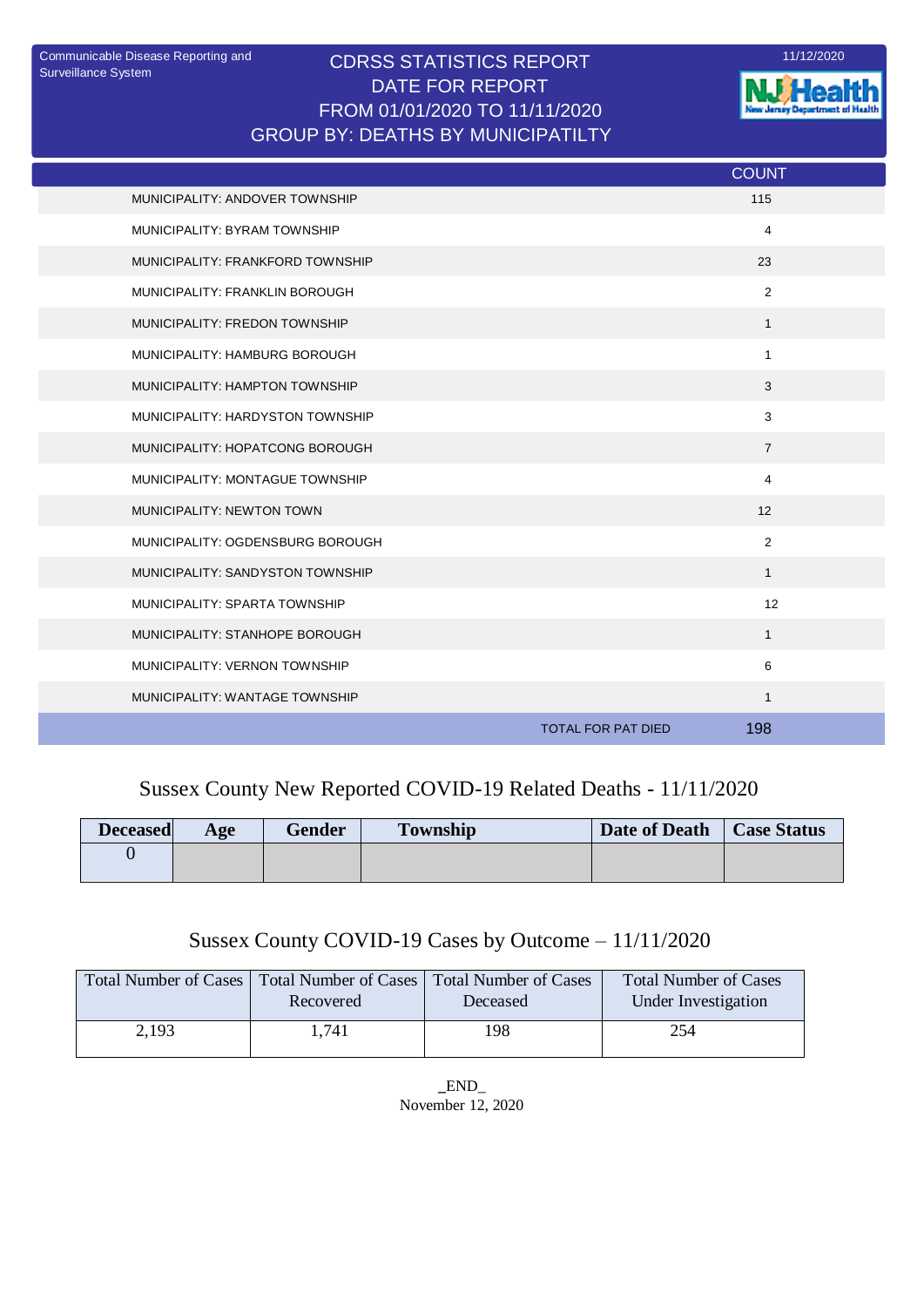Communicable Disease Reporting and Surveillance System

# CDRSS STATISTICS REPORT
## DATE FOR REPORT
## FROM 01/01/2020 TO 11/11/2020
## GROUP BY: DEATHS BY MUNICIPATILTY

11/12/2020

| | COUNT |
|---|---|
| MUNICIPALITY: ANDOVER TOWNSHIP | 115 |
| MUNICIPALITY: BYRAM TOWNSHIP | 4 |
| MUNICIPALITY: FRANKFORD TOWNSHIP | 23 |
| MUNICIPALITY: FRANKLIN BOROUGH | 2 |
| MUNICIPALITY: FREDON TOWNSHIP | 1 |
| MUNICIPALITY: HAMBURG BOROUGH | 1 |
| MUNICIPALITY: HAMPTON TOWNSHIP | 3 |
| MUNICIPALITY: HARDYSTON TOWNSHIP | 3 |
| MUNICIPALITY: HOPATCONG BOROUGH | 7 |
| MUNICIPALITY: MONTAGUE TOWNSHIP | 4 |
| MUNICIPALITY: NEWTON TOWN | 12 |
| MUNICIPALITY: OGDENSBURG BOROUGH | 2 |
| MUNICIPALITY: SANDYSTON TOWNSHIP | 1 |
| MUNICIPALITY: SPARTA TOWNSHIP | 12 |
| MUNICIPALITY: STANHOPE BOROUGH | 1 |
| MUNICIPALITY: VERNON TOWNSHIP | 6 |
| MUNICIPALITY: WANTAGE TOWNSHIP | 1 |
| TOTAL FOR PAT DIED | 198 |

## Sussex County New Reported COVID-19 Related Deaths - 11/11/2020

| Deceased | Age | Gender | Township | Date of Death | Case Status |
|---|---|---|---|---|---|
| 0 | | | | | |

## Sussex County COVID-19 Cases by Outcome – 11/11/2020

| Total Number of Cases | Total Number of Cases Recovered | Total Number of Cases Deceased | Total Number of Cases Under Investigation |
|---|---|---|---|
| 2,193 | 1,741 | 198 | 254 |

_END_
November 12, 2020